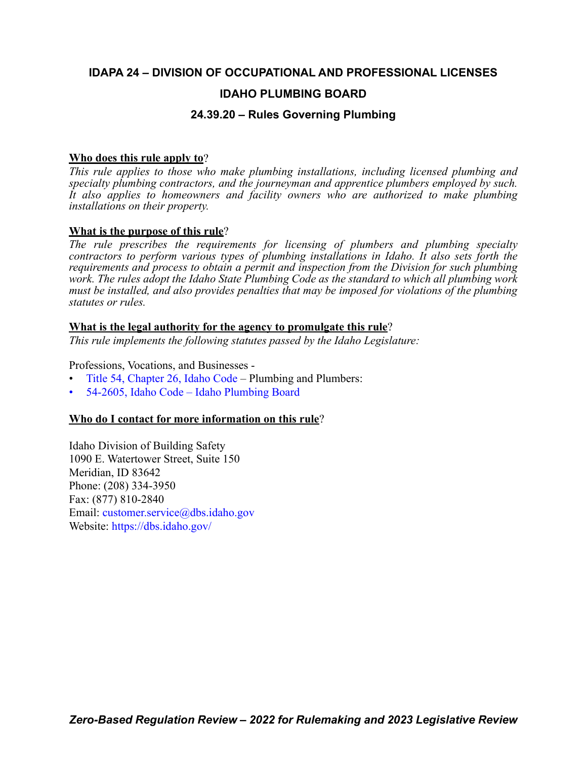# IDAPA 24 – DIVISION OF OCCUPATIONAL AND PROFESSIONAL LICENSES

## IDAHO PLUMBING BOARD

### 24.39.20 – Rules Governing Plumbing

**Who does this rule apply to**?

*This rule applies to those who make plumbing installations, including licensed plumbing and specialty plumbing contractors, and the journeyman and apprentice plumbers employed by such. It also applies to homeowners and facility owners who are authorized to make plumbing installations on their property.*

**What is the purpose of this rule**?

*The rule prescribes the requirements for licensing of plumbers and plumbing specialty contractors to perform various types of plumbing installations in Idaho. It also sets forth the requirements and process to obtain a permit and inspection from the Division for such plumbing work. The rules adopt the Idaho State Plumbing Code as the standard to which all plumbing work must be installed, and also provides penalties that may be imposed for violations of the plumbing statutes or rules.*

**What is the legal authority for the agency to promulgate this rule**?

*This rule implements the following statutes passed by the Idaho Legislature:*

Professions, Vocations, and Businesses -

- Title 54, Chapter 26, Idaho Code – Plumbing and Plumbers:
- 54-2605, Idaho Code – Idaho Plumbing Board

**Who do I contact for more information on this rule**?

Idaho Division of Building Safety
1090 E. Watertower Street, Suite 150
Meridian, ID 83642
Phone: (208) 334-3950
Fax: (877) 810-2840
Email: customer.service@dbs.idaho.gov
Website: https://dbs.idaho.gov/

***Zero-Based Regulation Review – 2022 for Rulemaking and 2023 Legislative Review***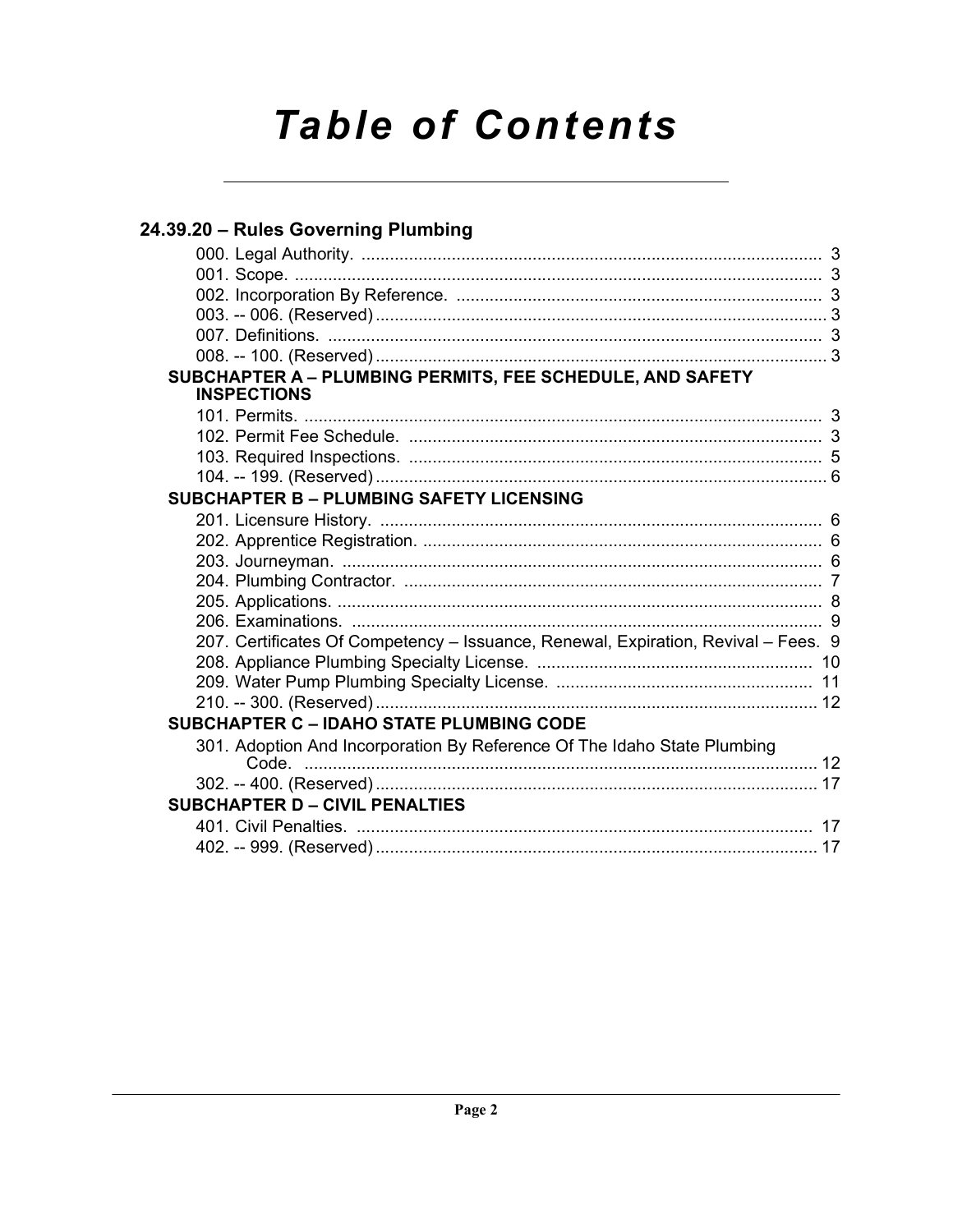# Table of Contents

## 24.39.20 – Rules Governing Plumbing

000. Legal Authority. ........................................................................................ 3
001. Scope. ........................................................................................................ 3
002. Incorporation By Reference. ..................................................................... 3
003. -- 006. (Reserved) ...................................................................................... 3
007. Definitions. ................................................................................................ 3
008. -- 100. (Reserved) ...................................................................................... 3

### SUBCHAPTER A – PLUMBING PERMITS, FEE SCHEDULE, AND SAFETY INSPECTIONS

101. Permits. ..................................................................................................... 3
102. Permit Fee Schedule. ................................................................................ 3
103. Required Inspections. ............................................................................... 5
104. -- 199. (Reserved) ...................................................................................... 6

### SUBCHAPTER B – PLUMBING SAFETY LICENSING

201. Licensure History. ..................................................................................... 6
202. Apprentice Registration. ............................................................................ 6
203. Journeyman. .............................................................................................. 6
204. Plumbing Contractor. ................................................................................. 7
205. Applications. .............................................................................................. 8
206. Examinations. ............................................................................................ 9
207. Certificates Of Competency – Issuance, Renewal, Expiration, Revival – Fees. 9
208. Appliance Plumbing Specialty License. .................................................. 10
209. Water Pump Plumbing Specialty License. .............................................. 11
210. -- 300. (Reserved) .................................................................................... 12

### SUBCHAPTER C – IDAHO STATE PLUMBING CODE

301. Adoption And Incorporation By Reference Of The Idaho State Plumbing Code. ................................................................................................. 12
302. -- 400. (Reserved) .................................................................................... 17

### SUBCHAPTER D – CIVIL PENALTIES

401. Civil Penalties. ......................................................................................... 17
402. -- 999. (Reserved) .................................................................................... 17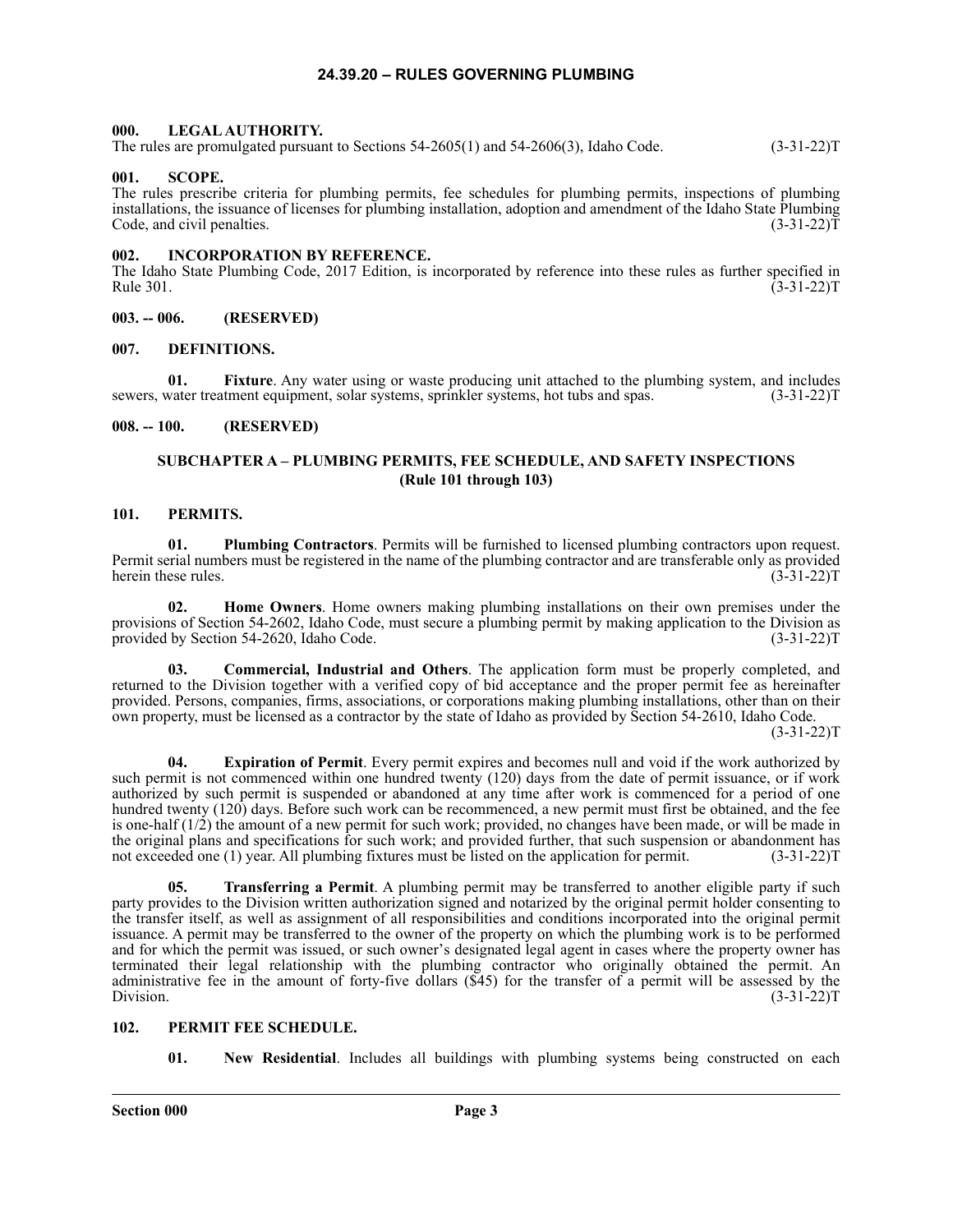# 24.39.20 – RULES GOVERNING PLUMBING

## 000. LEGAL AUTHORITY.

The rules are promulgated pursuant to Sections 54-2605(1) and 54-2606(3), Idaho Code. (3-31-22)T

## 001. SCOPE.

The rules prescribe criteria for plumbing permits, fee schedules for plumbing permits, inspections of plumbing installations, the issuance of licenses for plumbing installation, adoption and amendment of the Idaho State Plumbing Code, and civil penalties. (3-31-22)T

## 002. INCORPORATION BY REFERENCE.

The Idaho State Plumbing Code, 2017 Edition, is incorporated by reference into these rules as further specified in Rule 301. (3-31-22)T

## 003. -- 006. (RESERVED)

## 007. DEFINITIONS.

**01. Fixture**. Any water using or waste producing unit attached to the plumbing system, and includes sewers, water treatment equipment, solar systems, sprinkler systems, hot tubs and spas. (3-31-22)T

## 008. -- 100. (RESERVED)

## SUBCHAPTER A – PLUMBING PERMITS, FEE SCHEDULE, AND SAFETY INSPECTIONS (Rule 101 through 103)

## 101. PERMITS.

**01. Plumbing Contractors**. Permits will be furnished to licensed plumbing contractors upon request. Permit serial numbers must be registered in the name of the plumbing contractor and are transferable only as provided herein these rules. (3-31-22)T

**02. Home Owners**. Home owners making plumbing installations on their own premises under the provisions of Section 54-2602, Idaho Code, must secure a plumbing permit by making application to the Division as provided by Section 54-2620, Idaho Code. (3-31-22)T

**03. Commercial, Industrial and Others**. The application form must be properly completed, and returned to the Division together with a verified copy of bid acceptance and the proper permit fee as hereinafter provided. Persons, companies, firms, associations, or corporations making plumbing installations, other than on their own property, must be licensed as a contractor by the state of Idaho as provided by Section 54-2610, Idaho Code. (3-31-22)T

**04. Expiration of Permit**. Every permit expires and becomes null and void if the work authorized by such permit is not commenced within one hundred twenty (120) days from the date of permit issuance, or if work authorized by such permit is suspended or abandoned at any time after work is commenced for a period of one hundred twenty (120) days. Before such work can be recommenced, a new permit must first be obtained, and the fee is one-half (1/2) the amount of a new permit for such work; provided, no changes have been made, or will be made in the original plans and specifications for such work; and provided further, that such suspension or abandonment has not exceeded one (1) year. All plumbing fixtures must be listed on the application for permit. (3-31-22)T

**05. Transferring a Permit**. A plumbing permit may be transferred to another eligible party if such party provides to the Division written authorization signed and notarized by the original permit holder consenting to the transfer itself, as well as assignment of all responsibilities and conditions incorporated into the original permit issuance. A permit may be transferred to the owner of the property on which the plumbing work is to be performed and for which the permit was issued, or such owner's designated legal agent in cases where the property owner has terminated their legal relationship with the plumbing contractor who originally obtained the permit. An administrative fee in the amount of forty-five dollars ($45) for the transfer of a permit will be assessed by the Division. (3-31-22)T

## 102. PERMIT FEE SCHEDULE.

**01. New Residential**. Includes all buildings with plumbing systems being constructed on each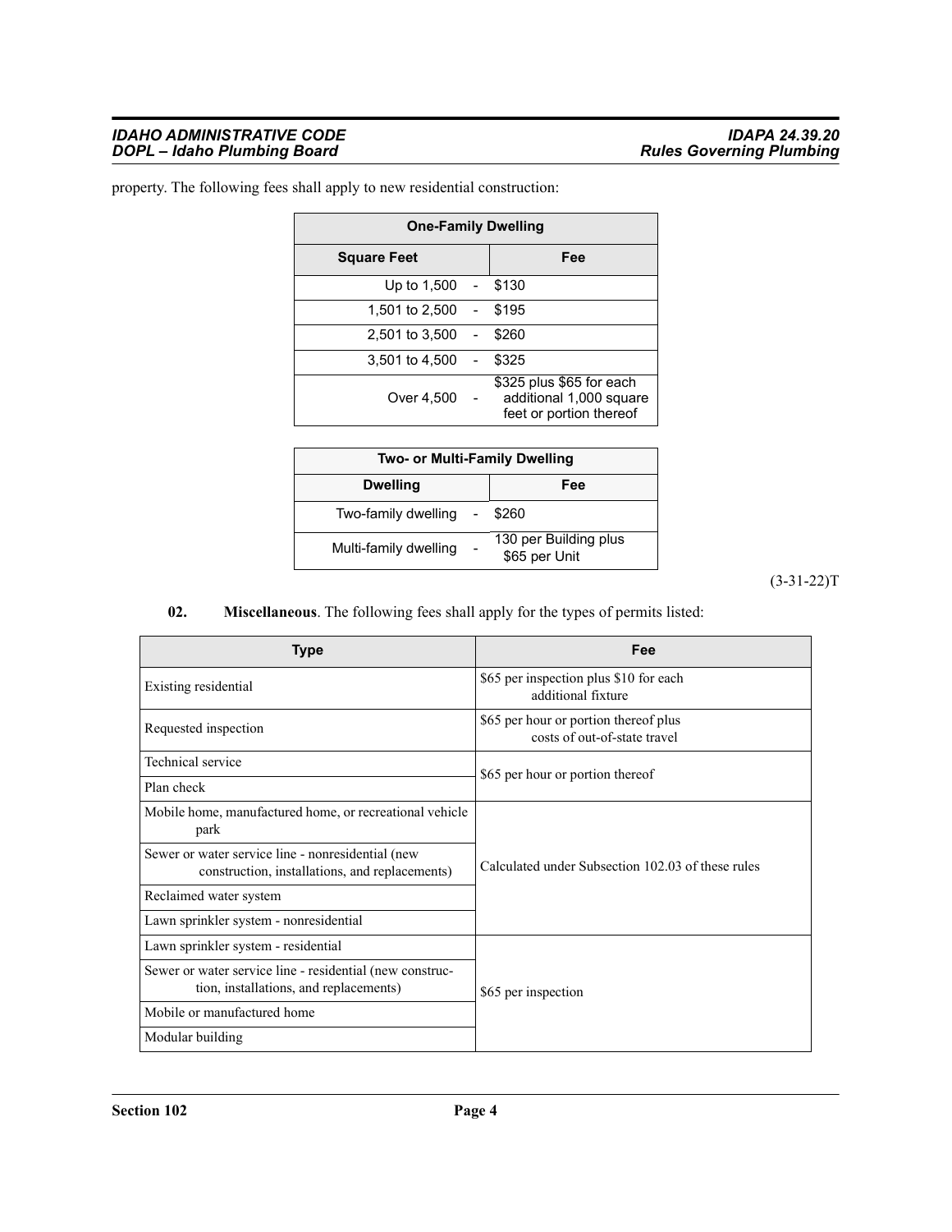property. The following fees shall apply to new residential construction:

| One-Family Dwelling | |
|---|---|
| **Square Feet** | **Fee** |
| Up to 1,500 - | $130 |
| 1,501 to 2,500 - | $195 |
| 2,501 to 3,500 - | $260 |
| 3,501 to 4,500 - | $325 |
| Over 4,500 - | $325 plus $65 for each additional 1,000 square feet or portion thereof |

| Two- or Multi-Family Dwelling | |
|---|---|
| **Dwelling** | **Fee** |
| Two-family dwelling - | $260 |
| Multi-family dwelling - | 130 per Building plus $65 per Unit |

(3-31-22)T

**02. Miscellaneous**. The following fees shall apply for the types of permits listed:

| Type | Fee |
|---|---|
| Existing residential | $65 per inspection plus $10 for each additional fixture |
| Requested inspection | $65 per hour or portion thereof plus costs of out-of-state travel |
| Technical service | $65 per hour or portion thereof |
| Plan check | $65 per hour or portion thereof |
| Mobile home, manufactured home, or recreational vehicle park | Calculated under Subsection 102.03 of these rules |
| Sewer or water service line - nonresidential (new construction, installations, and replacements) | Calculated under Subsection 102.03 of these rules |
| Reclaimed water system | Calculated under Subsection 102.03 of these rules |
| Lawn sprinkler system - nonresidential | Calculated under Subsection 102.03 of these rules |
| Lawn sprinkler system - residential | $65 per inspection |
| Sewer or water service line - residential (new construction, installations, and replacements) | $65 per inspection |
| Mobile or manufactured home | $65 per inspection |
| Modular building | $65 per inspection |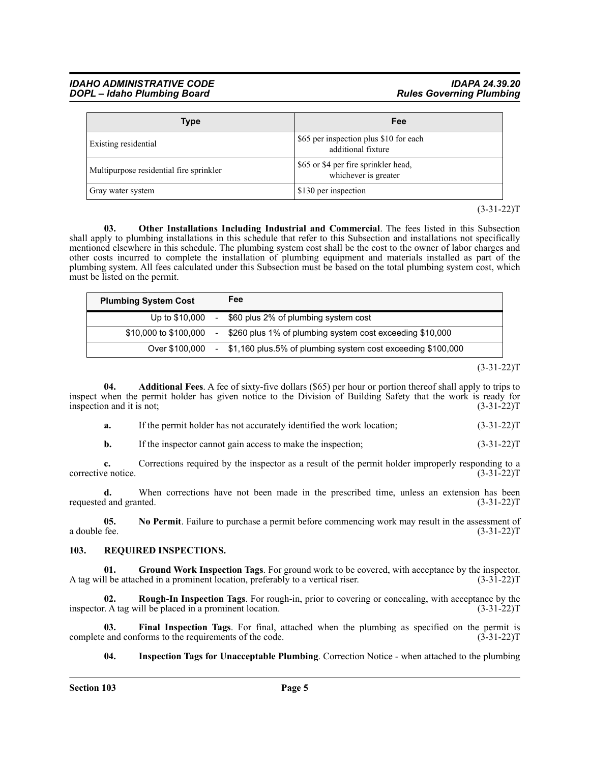| Type | Fee |
|---|---|
| Existing residential | $65 per inspection plus $10 for each additional fixture |
| Multipurpose residential fire sprinkler | $65 or $4 per fire sprinkler head, whichever is greater |
| Gray water system | $130 per inspection |

(3-31-22)T

**03. Other Installations Including Industrial and Commercial**. The fees listed in this Subsection shall apply to plumbing installations in this schedule that refer to this Subsection and installations not specifically mentioned elsewhere in this schedule. The plumbing system cost shall be the cost to the owner of labor charges and other costs incurred to complete the installation of plumbing equipment and materials installed as part of the plumbing system. All fees calculated under this Subsection must be based on the total plumbing system cost, which must be listed on the permit.

| Plumbing System Cost | | Fee |
|---|---|---|
| Up to $10,000 | - | $60 plus 2% of plumbing system cost |
| $10,000 to $100,000 | - | $260 plus 1% of plumbing system cost exceeding $10,000 |
| Over $100,000 | - | $1,160 plus.5% of plumbing system cost exceeding $100,000 |

(3-31-22)T

**04. Additional Fees**. A fee of sixty-five dollars ($65) per hour or portion thereof shall apply to trips to inspect when the permit holder has given notice to the Division of Building Safety that the work is ready for inspection and it is not; (3-31-22)T

**a.** If the permit holder has not accurately identified the work location; (3-31-22)T

**b.** If the inspector cannot gain access to make the inspection; (3-31-22)T

**c.** Corrections required by the inspector as a result of the permit holder improperly responding to a corrective notice. (3-31-22)T

**d.** When corrections have not been made in the prescribed time, unless an extension has been requested and granted. (3-31-22)T

**05. No Permit**. Failure to purchase a permit before commencing work may result in the assessment of a double fee. (3-31-22)T

## 103. REQUIRED INSPECTIONS.

**01. Ground Work Inspection Tags**. For ground work to be covered, with acceptance by the inspector. A tag will be attached in a prominent location, preferably to a vertical riser. (3-31-22)T

**02. Rough-In Inspection Tags**. For rough-in, prior to covering or concealing, with acceptance by the inspector. A tag will be placed in a prominent location. (3-31-22)T

**03. Final Inspection Tags**. For final, attached when the plumbing as specified on the permit is complete and conforms to the requirements of the code. (3-31-22)T

**04. Inspection Tags for Unacceptable Plumbing**. Correction Notice - when attached to the plumbing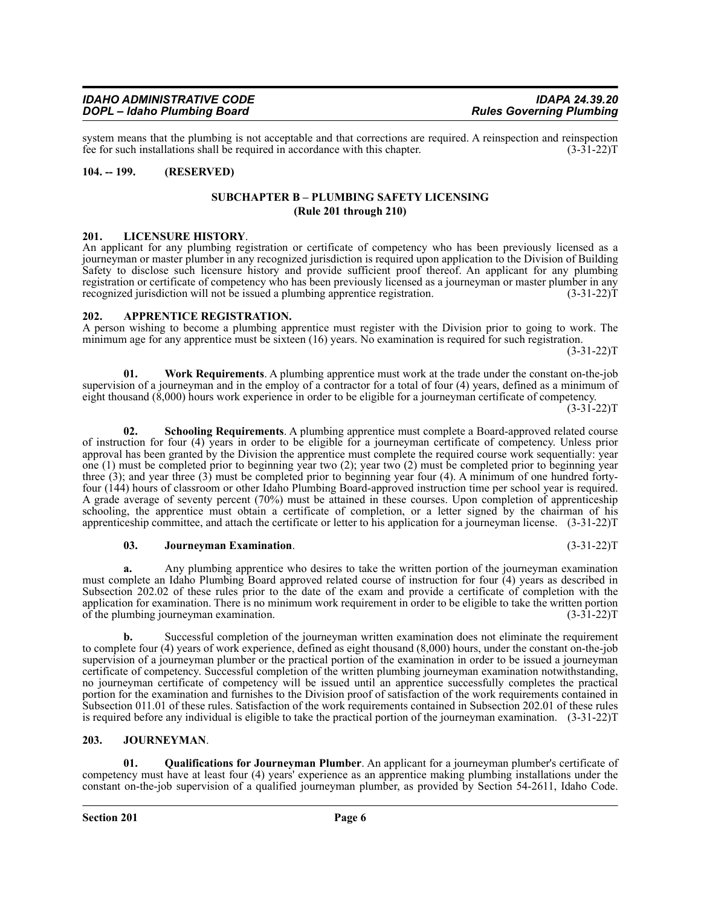system means that the plumbing is not acceptable and that corrections are required. A reinspection and reinspection fee for such installations shall be required in accordance with this chapter. (3-31-22)T

## 104. -- 199. (RESERVED)

## SUBCHAPTER B – PLUMBING SAFETY LICENSING
### (Rule 201 through 210)

## 201. LICENSURE HISTORY.

An applicant for any plumbing registration or certificate of competency who has been previously licensed as a journeyman or master plumber in any recognized jurisdiction is required upon application to the Division of Building Safety to disclose such licensure history and provide sufficient proof thereof. An applicant for any plumbing registration or certificate of competency who has been previously licensed as a journeyman or master plumber in any recognized jurisdiction will not be issued a plumbing apprentice registration. (3-31-22)T

## 202. APPRENTICE REGISTRATION.

A person wishing to become a plumbing apprentice must register with the Division prior to going to work. The minimum age for any apprentice must be sixteen (16) years. No examination is required for such registration. (3-31-22)T

**01. Work Requirements**. A plumbing apprentice must work at the trade under the constant on-the-job supervision of a journeyman and in the employ of a contractor for a total of four (4) years, defined as a minimum of eight thousand (8,000) hours work experience in order to be eligible for a journeyman certificate of competency. (3-31-22)T

**02. Schooling Requirements**. A plumbing apprentice must complete a Board-approved related course of instruction for four (4) years in order to be eligible for a journeyman certificate of competency. Unless prior approval has been granted by the Division the apprentice must complete the required course work sequentially: year one (1) must be completed prior to beginning year two (2); year two (2) must be completed prior to beginning year three (3); and year three (3) must be completed prior to beginning year four (4). A minimum of one hundred forty-four (144) hours of classroom or other Idaho Plumbing Board-approved instruction time per school year is required. A grade average of seventy percent (70%) must be attained in these courses. Upon completion of apprenticeship schooling, the apprentice must obtain a certificate of completion, or a letter signed by the chairman of his apprenticeship committee, and attach the certificate or letter to his application for a journeyman license. (3-31-22)T

**03. Journeyman Examination**. (3-31-22)T

**a.** Any plumbing apprentice who desires to take the written portion of the journeyman examination must complete an Idaho Plumbing Board approved related course of instruction for four (4) years as described in Subsection 202.02 of these rules prior to the date of the exam and provide a certificate of completion with the application for examination. There is no minimum work requirement in order to be eligible to take the written portion of the plumbing journeyman examination. (3-31-22)T

**b.** Successful completion of the journeyman written examination does not eliminate the requirement to complete four (4) years of work experience, defined as eight thousand (8,000) hours, under the constant on-the-job supervision of a journeyman plumber or the practical portion of the examination in order to be issued a journeyman certificate of competency. Successful completion of the written plumbing journeyman examination notwithstanding, no journeyman certificate of competency will be issued until an apprentice successfully completes the practical portion for the examination and furnishes to the Division proof of satisfaction of the work requirements contained in Subsection 011.01 of these rules. Satisfaction of the work requirements contained in Subsection 202.01 of these rules is required before any individual is eligible to take the practical portion of the journeyman examination. (3-31-22)T

## 203. JOURNEYMAN.

**01. Qualifications for Journeyman Plumber**. An applicant for a journeyman plumber's certificate of competency must have at least four (4) years' experience as an apprentice making plumbing installations under the constant on-the-job supervision of a qualified journeyman plumber, as provided by Section 54-2611, Idaho Code.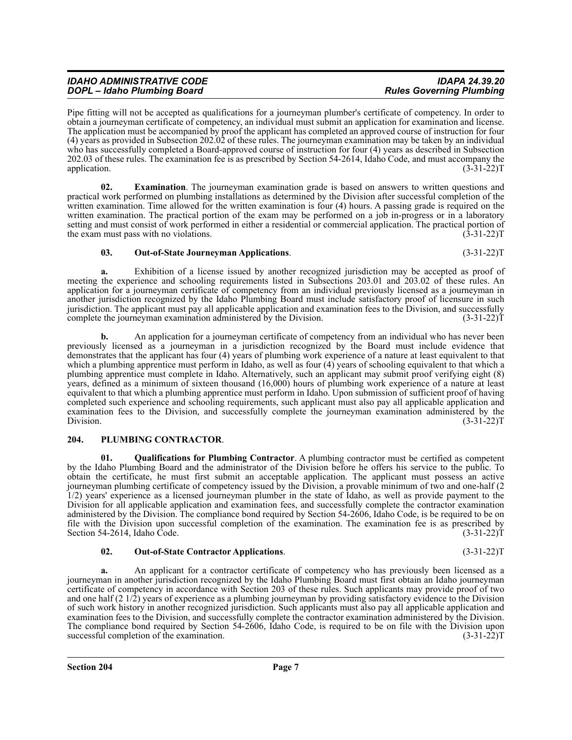Pipe fitting will not be accepted as qualifications for a journeyman plumber's certificate of competency. In order to obtain a journeyman certificate of competency, an individual must submit an application for examination and license. The application must be accompanied by proof the applicant has completed an approved course of instruction for four (4) years as provided in Subsection 202.02 of these rules. The journeyman examination may be taken by an individual who has successfully completed a Board-approved course of instruction for four (4) years as described in Subsection 202.03 of these rules. The examination fee is as prescribed by Section 54-2614, Idaho Code, and must accompany the application. (3-31-22)T

**02. Examination**. The journeyman examination grade is based on answers to written questions and practical work performed on plumbing installations as determined by the Division after successful completion of the written examination. Time allowed for the written examination is four (4) hours. A passing grade is required on the written examination. The practical portion of the exam may be performed on a job in-progress or in a laboratory setting and must consist of work performed in either a residential or commercial application. The practical portion of the exam must pass with no violations. (3-31-22)T

**03. Out-of-State Journeyman Applications**. (3-31-22)T

**a.** Exhibition of a license issued by another recognized jurisdiction may be accepted as proof of meeting the experience and schooling requirements listed in Subsections 203.01 and 203.02 of these rules. An application for a journeyman certificate of competency from an individual previously licensed as a journeyman in another jurisdiction recognized by the Idaho Plumbing Board must include satisfactory proof of licensure in such jurisdiction. The applicant must pay all applicable application and examination fees to the Division, and successfully complete the journeyman examination administered by the Division. (3-31-22)T

**b.** An application for a journeyman certificate of competency from an individual who has never been previously licensed as a journeyman in a jurisdiction recognized by the Board must include evidence that demonstrates that the applicant has four (4) years of plumbing work experience of a nature at least equivalent to that which a plumbing apprentice must perform in Idaho, as well as four (4) years of schooling equivalent to that which a plumbing apprentice must complete in Idaho. Alternatively, such an applicant may submit proof verifying eight (8) years, defined as a minimum of sixteen thousand (16,000) hours of plumbing work experience of a nature at least equivalent to that which a plumbing apprentice must perform in Idaho. Upon submission of sufficient proof of having completed such experience and schooling requirements, such applicant must also pay all applicable application and examination fees to the Division, and successfully complete the journeyman examination administered by the Division. (3-31-22)T

## 204. PLUMBING CONTRACTOR.

**01. Qualifications for Plumbing Contractor**. A plumbing contractor must be certified as competent by the Idaho Plumbing Board and the administrator of the Division before he offers his service to the public. To obtain the certificate, he must first submit an acceptable application. The applicant must possess an active journeyman plumbing certificate of competency issued by the Division, a provable minimum of two and one-half (2 1/2) years' experience as a licensed journeyman plumber in the state of Idaho, as well as provide payment to the Division for all applicable application and examination fees, and successfully complete the contractor examination administered by the Division. The compliance bond required by Section 54-2606, Idaho Code, is be required to be on file with the Division upon successful completion of the examination. The examination fee is as prescribed by Section 54-2614, Idaho Code. (3-31-22)T

**02. Out-of-State Contractor Applications**. (3-31-22)T

**a.** An applicant for a contractor certificate of competency who has previously been licensed as a journeyman in another jurisdiction recognized by the Idaho Plumbing Board must first obtain an Idaho journeyman certificate of competency in accordance with Section 203 of these rules. Such applicants may provide proof of two and one half (2 1/2) years of experience as a plumbing journeyman by providing satisfactory evidence to the Division of such work history in another recognized jurisdiction. Such applicants must also pay all applicable application and examination fees to the Division, and successfully complete the contractor examination administered by the Division. The compliance bond required by Section 54-2606, Idaho Code, is required to be on file with the Division upon successful completion of the examination. (3-31-22)T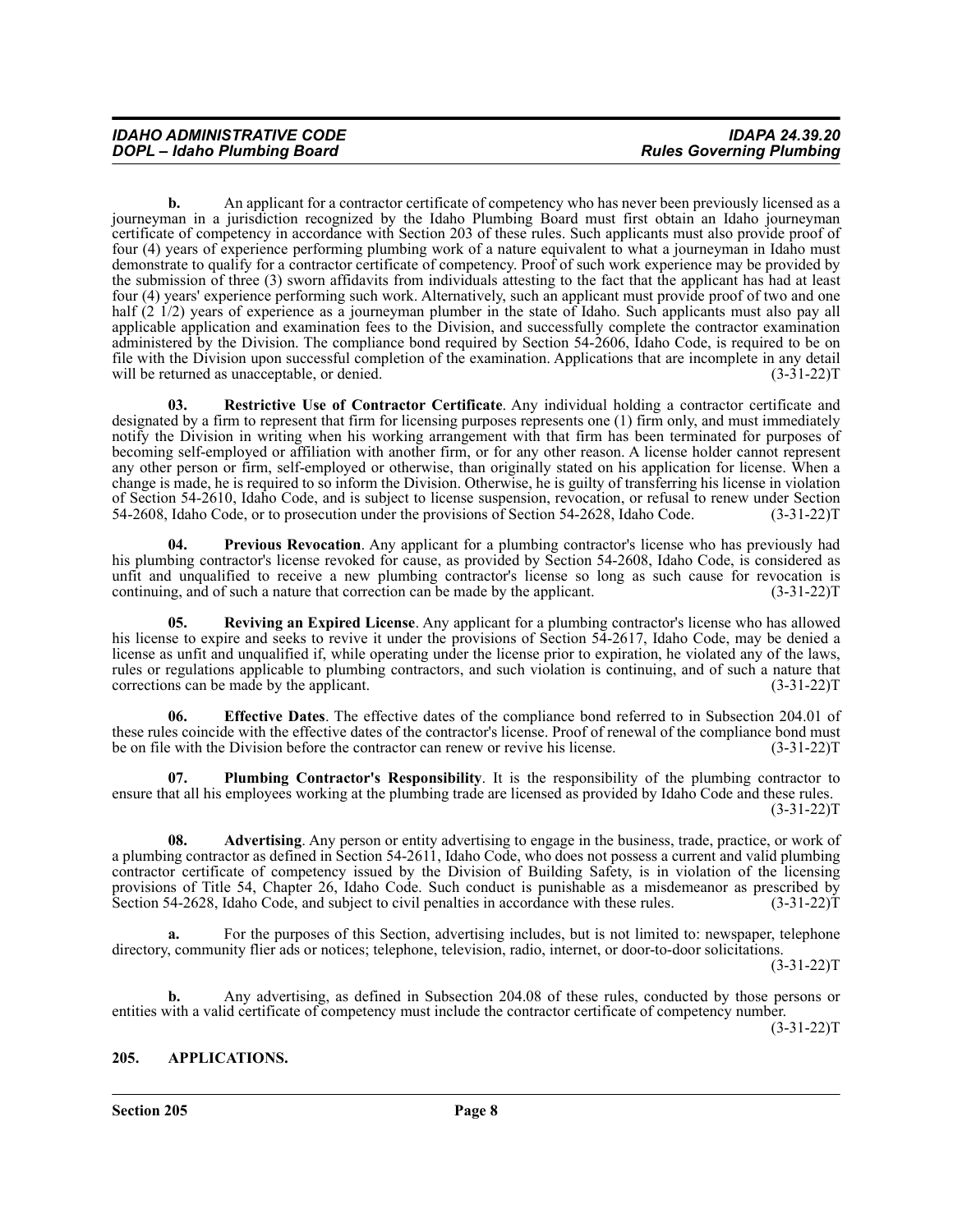**b.** An applicant for a contractor certificate of competency who has never been previously licensed as a journeyman in a jurisdiction recognized by the Idaho Plumbing Board must first obtain an Idaho journeyman certificate of competency in accordance with Section 203 of these rules. Such applicants must also provide proof of four (4) years of experience performing plumbing work of a nature equivalent to what a journeyman in Idaho must demonstrate to qualify for a contractor certificate of competency. Proof of such work experience may be provided by the submission of three (3) sworn affidavits from individuals attesting to the fact that the applicant has had at least four (4) years' experience performing such work. Alternatively, such an applicant must provide proof of two and one half (2 1/2) years of experience as a journeyman plumber in the state of Idaho. Such applicants must also pay all applicable application and examination fees to the Division, and successfully complete the contractor examination administered by the Division. The compliance bond required by Section 54-2606, Idaho Code, is required to be on file with the Division upon successful completion of the examination. Applications that are incomplete in any detail will be returned as unacceptable, or denied. (3-31-22)T

**03. Restrictive Use of Contractor Certificate**. Any individual holding a contractor certificate and designated by a firm to represent that firm for licensing purposes represents one (1) firm only, and must immediately notify the Division in writing when his working arrangement with that firm has been terminated for purposes of becoming self-employed or affiliation with another firm, or for any other reason. A license holder cannot represent any other person or firm, self-employed or otherwise, than originally stated on his application for license. When a change is made, he is required to so inform the Division. Otherwise, he is guilty of transferring his license in violation of Section 54-2610, Idaho Code, and is subject to license suspension, revocation, or refusal to renew under Section 54-2608, Idaho Code, or to prosecution under the provisions of Section 54-2628, Idaho Code. (3-31-22)T

**04. Previous Revocation**. Any applicant for a plumbing contractor's license who has previously had his plumbing contractor's license revoked for cause, as provided by Section 54-2608, Idaho Code, is considered as unfit and unqualified to receive a new plumbing contractor's license so long as such cause for revocation is continuing, and of such a nature that correction can be made by the applicant. (3-31-22)T

**05. Reviving an Expired License**. Any applicant for a plumbing contractor's license who has allowed his license to expire and seeks to revive it under the provisions of Section 54-2617, Idaho Code, may be denied a license as unfit and unqualified if, while operating under the license prior to expiration, he violated any of the laws, rules or regulations applicable to plumbing contractors, and such violation is continuing, and of such a nature that corrections can be made by the applicant. (3-31-22)T

**06. Effective Dates**. The effective dates of the compliance bond referred to in Subsection 204.01 of these rules coincide with the effective dates of the contractor's license. Proof of renewal of the compliance bond must be on file with the Division before the contractor can renew or revive his license. (3-31-22)T

**07. Plumbing Contractor's Responsibility**. It is the responsibility of the plumbing contractor to ensure that all his employees working at the plumbing trade are licensed as provided by Idaho Code and these rules. (3-31-22)T

**08. Advertising**. Any person or entity advertising to engage in the business, trade, practice, or work of a plumbing contractor as defined in Section 54-2611, Idaho Code, who does not possess a current and valid plumbing contractor certificate of competency issued by the Division of Building Safety, is in violation of the licensing provisions of Title 54, Chapter 26, Idaho Code. Such conduct is punishable as a misdemeanor as prescribed by Section 54-2628, Idaho Code, and subject to civil penalties in accordance with these rules. (3-31-22)T

**a.** For the purposes of this Section, advertising includes, but is not limited to: newspaper, telephone directory, community flier ads or notices; telephone, television, radio, internet, or door-to-door solicitations. (3-31-22)T

**b.** Any advertising, as defined in Subsection 204.08 of these rules, conducted by those persons or entities with a valid certificate of competency must include the contractor certificate of competency number. (3-31-22)T

## 205. APPLICATIONS.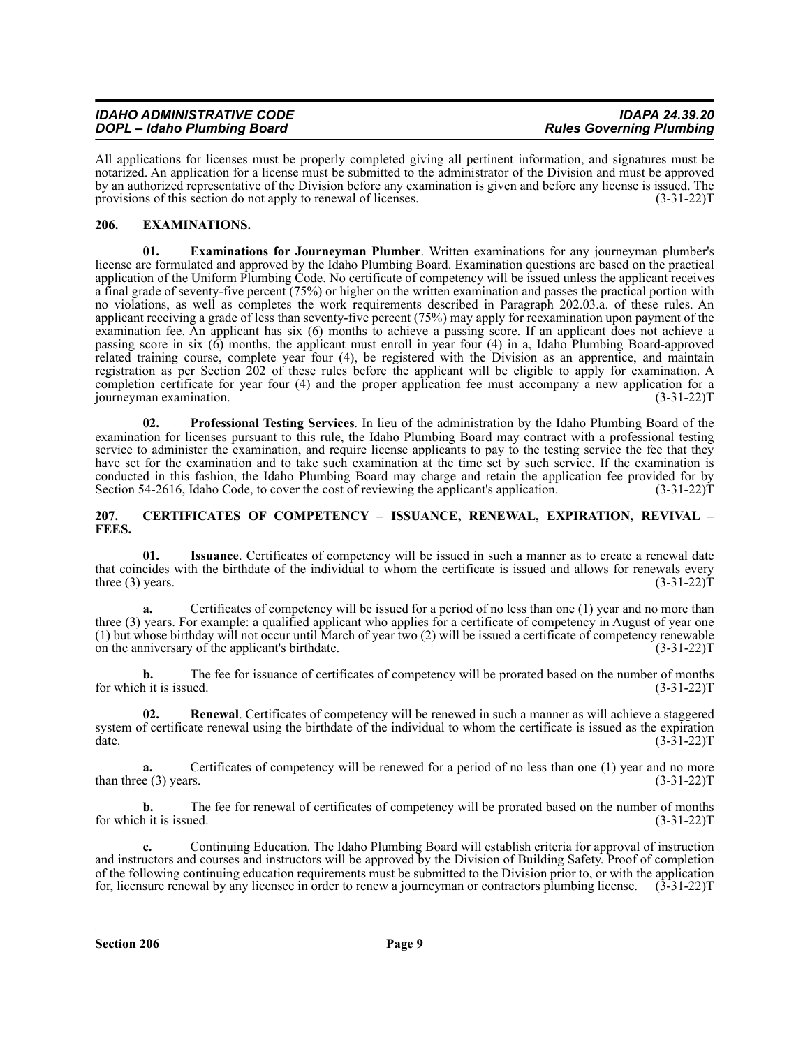All applications for licenses must be properly completed giving all pertinent information, and signatures must be notarized. An application for a license must be submitted to the administrator of the Division and must be approved by an authorized representative of the Division before any examination is given and before any license is issued. The provisions of this section do not apply to renewal of licenses. (3-31-22)T

## 206. EXAMINATIONS.

**01. Examinations for Journeyman Plumber**. Written examinations for any journeyman plumber's license are formulated and approved by the Idaho Plumbing Board. Examination questions are based on the practical application of the Uniform Plumbing Code. No certificate of competency will be issued unless the applicant receives a final grade of seventy-five percent (75%) or higher on the written examination and passes the practical portion with no violations, as well as completes the work requirements described in Paragraph 202.03.a. of these rules. An applicant receiving a grade of less than seventy-five percent (75%) may apply for reexamination upon payment of the examination fee. An applicant has six (6) months to achieve a passing score. If an applicant does not achieve a passing score in six (6) months, the applicant must enroll in year four (4) in a, Idaho Plumbing Board-approved related training course, complete year four (4), be registered with the Division as an apprentice, and maintain registration as per Section 202 of these rules before the applicant will be eligible to apply for examination. A completion certificate for year four (4) and the proper application fee must accompany a new application for a journeyman examination. (3-31-22)T

**02. Professional Testing Services**. In lieu of the administration by the Idaho Plumbing Board of the examination for licenses pursuant to this rule, the Idaho Plumbing Board may contract with a professional testing service to administer the examination, and require license applicants to pay to the testing service the fee that they have set for the examination and to take such examination at the time set by such service. If the examination is conducted in this fashion, the Idaho Plumbing Board may charge and retain the application fee provided for by Section 54-2616, Idaho Code, to cover the cost of reviewing the applicant's application. (3-31-22)T

## 207. CERTIFICATES OF COMPETENCY – ISSUANCE, RENEWAL, EXPIRATION, REVIVAL – FEES.

**01. Issuance**. Certificates of competency will be issued in such a manner as to create a renewal date that coincides with the birthdate of the individual to whom the certificate is issued and allows for renewals every three (3) years. (3-31-22)T

**a.** Certificates of competency will be issued for a period of no less than one (1) year and no more than three (3) years. For example: a qualified applicant who applies for a certificate of competency in August of year one (1) but whose birthday will not occur until March of year two (2) will be issued a certificate of competency renewable on the anniversary of the applicant's birthdate. (3-31-22)T

**b.** The fee for issuance of certificates of competency will be prorated based on the number of months for which it is issued. (3-31-22)T

**02. Renewal**. Certificates of competency will be renewed in such a manner as will achieve a staggered system of certificate renewal using the birthdate of the individual to whom the certificate is issued as the expiration date. (3-31-22)T

**a.** Certificates of competency will be renewed for a period of no less than one (1) year and no more than three (3) years. (3-31-22)T

**b.** The fee for renewal of certificates of competency will be prorated based on the number of months for which it is issued. (3-31-22)T

**c.** Continuing Education. The Idaho Plumbing Board will establish criteria for approval of instruction and instructors and courses and instructors will be approved by the Division of Building Safety. Proof of completion of the following continuing education requirements must be submitted to the Division prior to, or with the application for, licensure renewal by any licensee in order to renew a journeyman or contractors plumbing license. (3-31-22)T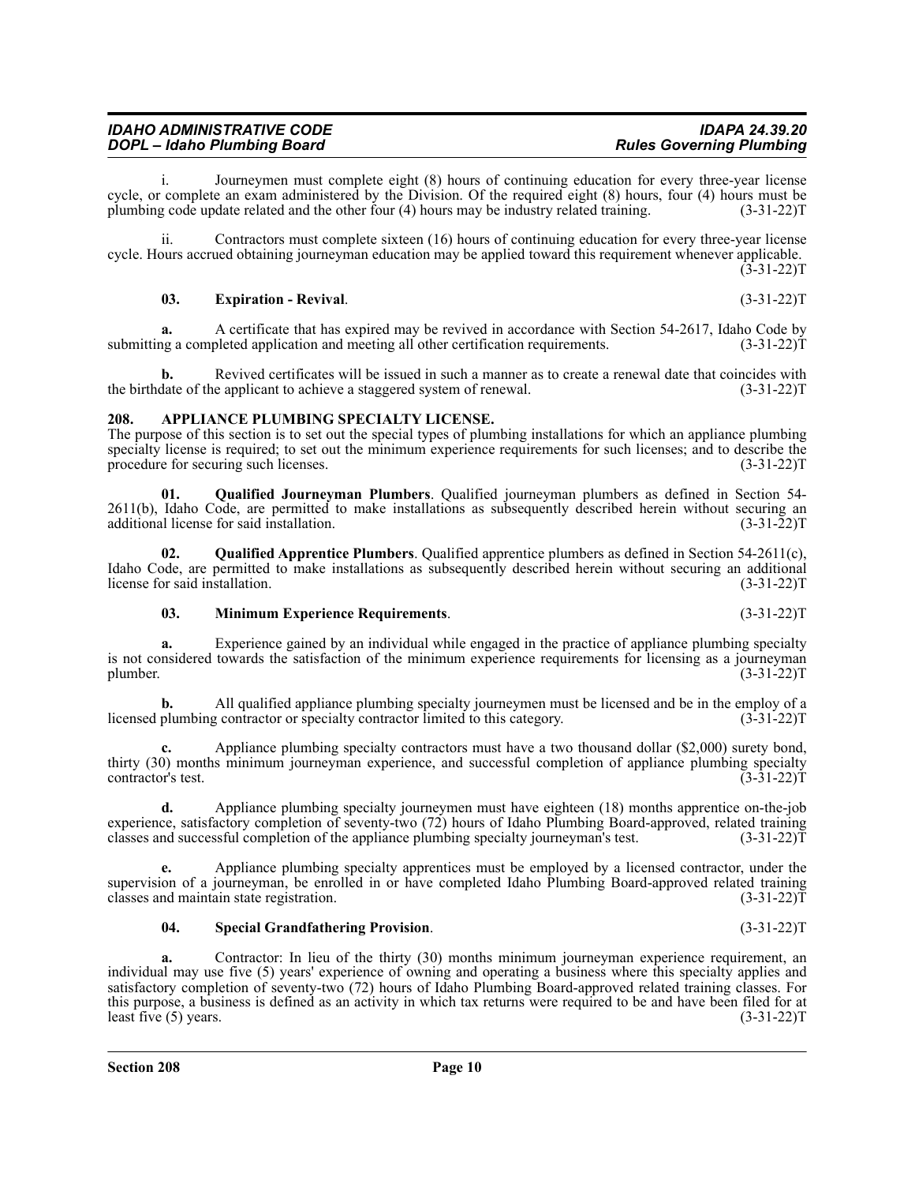i. Journeymen must complete eight (8) hours of continuing education for every three-year license cycle, or complete an exam administered by the Division. Of the required eight (8) hours, four (4) hours must be plumbing code update related and the other four (4) hours may be industry related training. (3-31-22)T

ii. Contractors must complete sixteen (16) hours of continuing education for every three-year license cycle. Hours accrued obtaining journeyman education may be applied toward this requirement whenever applicable. (3-31-22)T

**03. Expiration - Revival**. (3-31-22)T

**a.** A certificate that has expired may be revived in accordance with Section 54-2617, Idaho Code by submitting a completed application and meeting all other certification requirements. (3-31-22)T

**b.** Revived certificates will be issued in such a manner as to create a renewal date that coincides with the birthdate of the applicant to achieve a staggered system of renewal. (3-31-22)T

## 208. APPLIANCE PLUMBING SPECIALTY LICENSE.

The purpose of this section is to set out the special types of plumbing installations for which an appliance plumbing specialty license is required; to set out the minimum experience requirements for such licenses; and to describe the procedure for securing such licenses. (3-31-22)T

**01. Qualified Journeyman Plumbers**. Qualified journeyman plumbers as defined in Section 54-2611(b), Idaho Code, are permitted to make installations as subsequently described herein without securing an additional license for said installation. (3-31-22)T

**02. Qualified Apprentice Plumbers**. Qualified apprentice plumbers as defined in Section 54-2611(c), Idaho Code, are permitted to make installations as subsequently described herein without securing an additional license for said installation. (3-31-22)T

**03. Minimum Experience Requirements**. (3-31-22)T

**a.** Experience gained by an individual while engaged in the practice of appliance plumbing specialty is not considered towards the satisfaction of the minimum experience requirements for licensing as a journeyman plumber. (3-31-22)T

**b.** All qualified appliance plumbing specialty journeymen must be licensed and be in the employ of a licensed plumbing contractor or specialty contractor limited to this category. (3-31-22)T

**c.** Appliance plumbing specialty contractors must have a two thousand dollar ($2,000) surety bond, thirty (30) months minimum journeyman experience, and successful completion of appliance plumbing specialty contractor's test. (3-31-22)T

**d.** Appliance plumbing specialty journeymen must have eighteen (18) months apprentice on-the-job experience, satisfactory completion of seventy-two (72) hours of Idaho Plumbing Board-approved, related training classes and successful completion of the appliance plumbing specialty journeyman's test. (3-31-22)T

**e.** Appliance plumbing specialty apprentices must be employed by a licensed contractor, under the supervision of a journeyman, be enrolled in or have completed Idaho Plumbing Board-approved related training classes and maintain state registration. (3-31-22)T

**04. Special Grandfathering Provision**. (3-31-22)T

**a.** Contractor: In lieu of the thirty (30) months minimum journeyman experience requirement, an individual may use five (5) years' experience of owning and operating a business where this specialty applies and satisfactory completion of seventy-two (72) hours of Idaho Plumbing Board-approved related training classes. For this purpose, a business is defined as an activity in which tax returns were required to be and have been filed for at least five (5) years. (3-31-22)T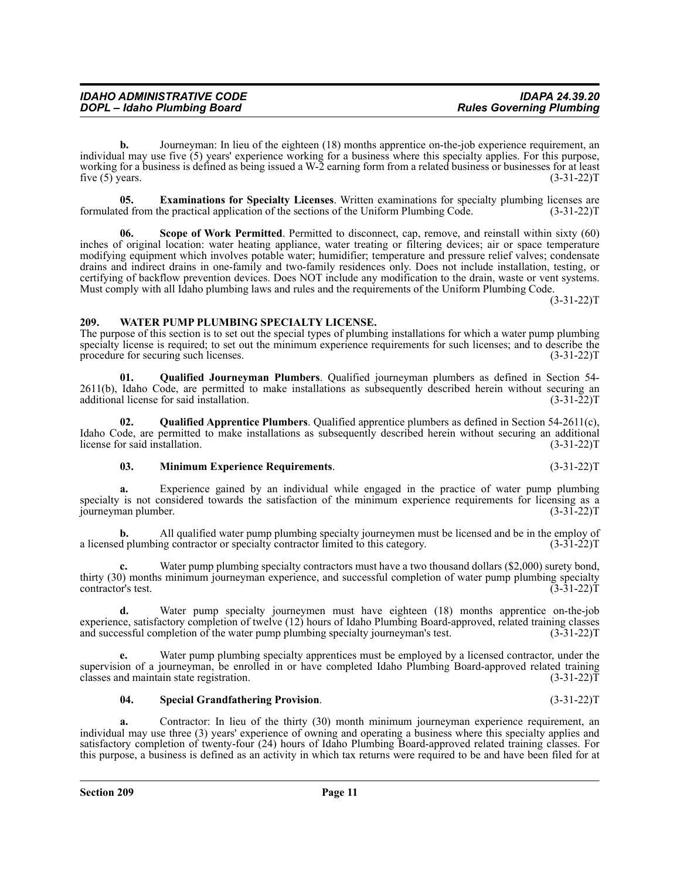**b.** Journeyman: In lieu of the eighteen (18) months apprentice on-the-job experience requirement, an individual may use five (5) years' experience working for a business where this specialty applies. For this purpose, working for a business is defined as being issued a W-2 earning form from a related business or businesses for at least five (5) years. (3-31-22)T

**05. Examinations for Specialty Licenses**. Written examinations for specialty plumbing licenses are formulated from the practical application of the sections of the Uniform Plumbing Code. (3-31-22)T

**06. Scope of Work Permitted**. Permitted to disconnect, cap, remove, and reinstall within sixty (60) inches of original location: water heating appliance, water treating or filtering devices; air or space temperature modifying equipment which involves potable water; humidifier; temperature and pressure relief valves; condensate drains and indirect drains in one-family and two-family residences only. Does not include installation, testing, or certifying of backflow prevention devices. Does NOT include any modification to the drain, waste or vent systems. Must comply with all Idaho plumbing laws and rules and the requirements of the Uniform Plumbing Code. (3-31-22)T

## 209. WATER PUMP PLUMBING SPECIALTY LICENSE.

The purpose of this section is to set out the special types of plumbing installations for which a water pump plumbing specialty license is required; to set out the minimum experience requirements for such licenses; and to describe the procedure for securing such licenses. (3-31-22)T

**01. Qualified Journeyman Plumbers**. Qualified journeyman plumbers as defined in Section 54-2611(b), Idaho Code, are permitted to make installations as subsequently described herein without securing an additional license for said installation. (3-31-22)T

**02. Qualified Apprentice Plumbers**. Qualified apprentice plumbers as defined in Section 54-2611(c), Idaho Code, are permitted to make installations as subsequently described herein without securing an additional license for said installation. (3-31-22)T

**03. Minimum Experience Requirements**. (3-31-22)T

**a.** Experience gained by an individual while engaged in the practice of water pump plumbing specialty is not considered towards the satisfaction of the minimum experience requirements for licensing as a journeyman plumber. (3-31-22)T

**b.** All qualified water pump plumbing specialty journeymen must be licensed and be in the employ of a licensed plumbing contractor or specialty contractor limited to this category. (3-31-22)T

**c.** Water pump plumbing specialty contractors must have a two thousand dollars ($2,000) surety bond, thirty (30) months minimum journeyman experience, and successful completion of water pump plumbing specialty contractor's test. (3-31-22)T

**d.** Water pump specialty journeymen must have eighteen (18) months apprentice on-the-job experience, satisfactory completion of twelve (12) hours of Idaho Plumbing Board-approved, related training classes and successful completion of the water pump plumbing specialty journeyman's test. (3-31-22)T

**e.** Water pump plumbing specialty apprentices must be employed by a licensed contractor, under the supervision of a journeyman, be enrolled in or have completed Idaho Plumbing Board-approved related training classes and maintain state registration. (3-31-22)T

**04. Special Grandfathering Provision**. (3-31-22)T

**a.** Contractor: In lieu of the thirty (30) month minimum journeyman experience requirement, an individual may use three (3) years' experience of owning and operating a business where this specialty applies and satisfactory completion of twenty-four (24) hours of Idaho Plumbing Board-approved related training classes. For this purpose, a business is defined as an activity in which tax returns were required to be and have been filed for at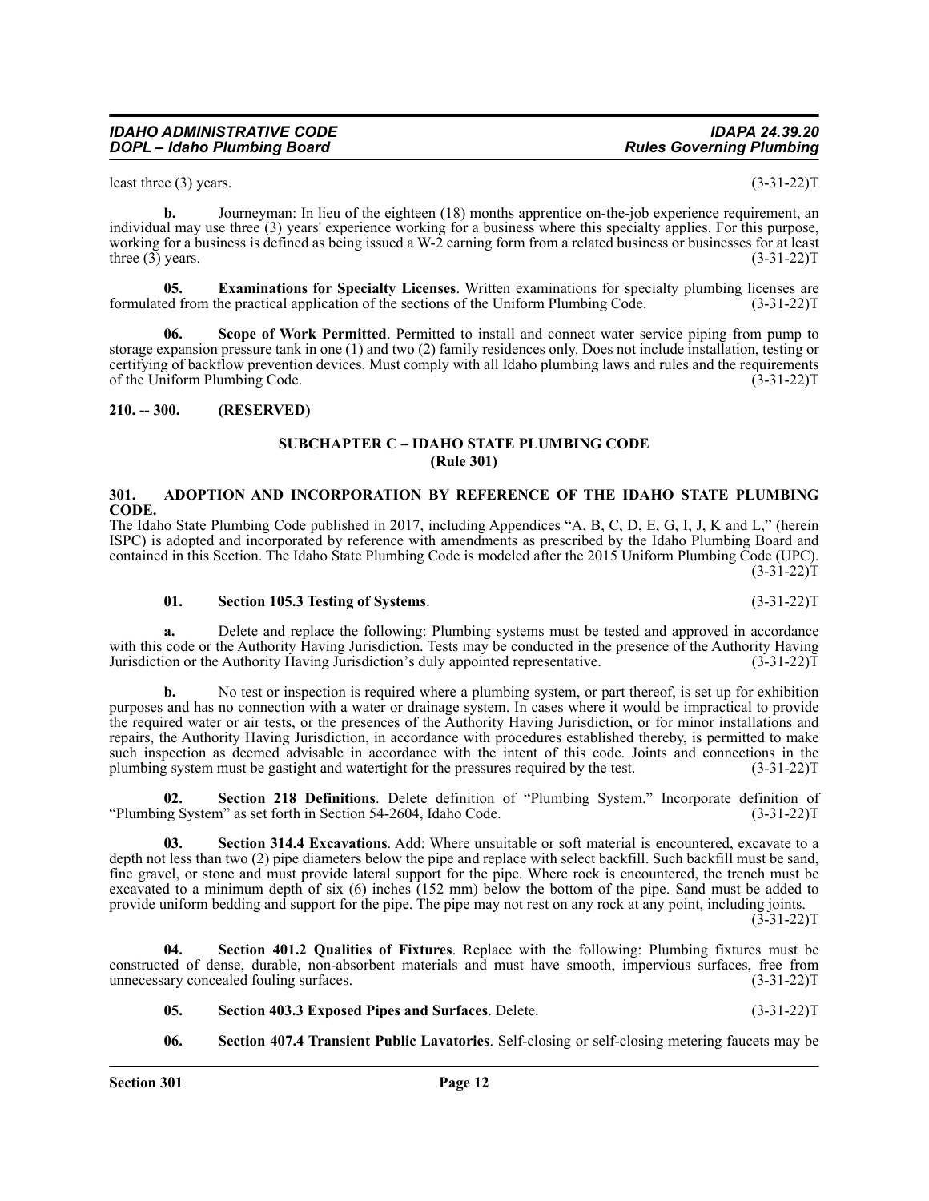least three (3) years. (3-31-22)T

**b.** Journeyman: In lieu of the eighteen (18) months apprentice on-the-job experience requirement, an individual may use three (3) years' experience working for a business where this specialty applies. For this purpose, working for a business is defined as being issued a W-2 earning form from a related business or businesses for at least three (3) years. (3-31-22)T

**05. Examinations for Specialty Licenses**. Written examinations for specialty plumbing licenses are formulated from the practical application of the sections of the Uniform Plumbing Code. (3-31-22)T

**06. Scope of Work Permitted**. Permitted to install and connect water service piping from pump to storage expansion pressure tank in one (1) and two (2) family residences only. Does not include installation, testing or certifying of backflow prevention devices. Must comply with all Idaho plumbing laws and rules and the requirements of the Uniform Plumbing Code. (3-31-22)T

**210. -- 300. (RESERVED)**

## SUBCHAPTER C – IDAHO STATE PLUMBING CODE
## (Rule 301)

### 301. ADOPTION AND INCORPORATION BY REFERENCE OF THE IDAHO STATE PLUMBING CODE.

The Idaho State Plumbing Code published in 2017, including Appendices "A, B, C, D, E, G, I, J, K and L," (herein ISPC) is adopted and incorporated by reference with amendments as prescribed by the Idaho Plumbing Board and contained in this Section. The Idaho State Plumbing Code is modeled after the 2015 Uniform Plumbing Code (UPC). (3-31-22)T

**01. Section 105.3 Testing of Systems**. (3-31-22)T

**a.** Delete and replace the following: Plumbing systems must be tested and approved in accordance with this code or the Authority Having Jurisdiction. Tests may be conducted in the presence of the Authority Having Jurisdiction or the Authority Having Jurisdiction's duly appointed representative. (3-31-22)T

**b.** No test or inspection is required where a plumbing system, or part thereof, is set up for exhibition purposes and has no connection with a water or drainage system. In cases where it would be impractical to provide the required water or air tests, or the presences of the Authority Having Jurisdiction, or for minor installations and repairs, the Authority Having Jurisdiction, in accordance with procedures established thereby, is permitted to make such inspection as deemed advisable in accordance with the intent of this code. Joints and connections in the plumbing system must be gastight and watertight for the pressures required by the test. (3-31-22)T

**02. Section 218 Definitions**. Delete definition of "Plumbing System." Incorporate definition of "Plumbing System" as set forth in Section 54-2604, Idaho Code. (3-31-22)T

**03. Section 314.4 Excavations**. Add: Where unsuitable or soft material is encountered, excavate to a depth not less than two (2) pipe diameters below the pipe and replace with select backfill. Such backfill must be sand, fine gravel, or stone and must provide lateral support for the pipe. Where rock is encountered, the trench must be excavated to a minimum depth of six (6) inches (152 mm) below the bottom of the pipe. Sand must be added to provide uniform bedding and support for the pipe. The pipe may not rest on any rock at any point, including joints. (3-31-22)T

**04. Section 401.2 Qualities of Fixtures**. Replace with the following: Plumbing fixtures must be constructed of dense, durable, non-absorbent materials and must have smooth, impervious surfaces, free from unnecessary concealed fouling surfaces. (3-31-22)T

**05. Section 403.3 Exposed Pipes and Surfaces**. Delete. (3-31-22)T

**06. Section 407.4 Transient Public Lavatories**. Self-closing or self-closing metering faucets may be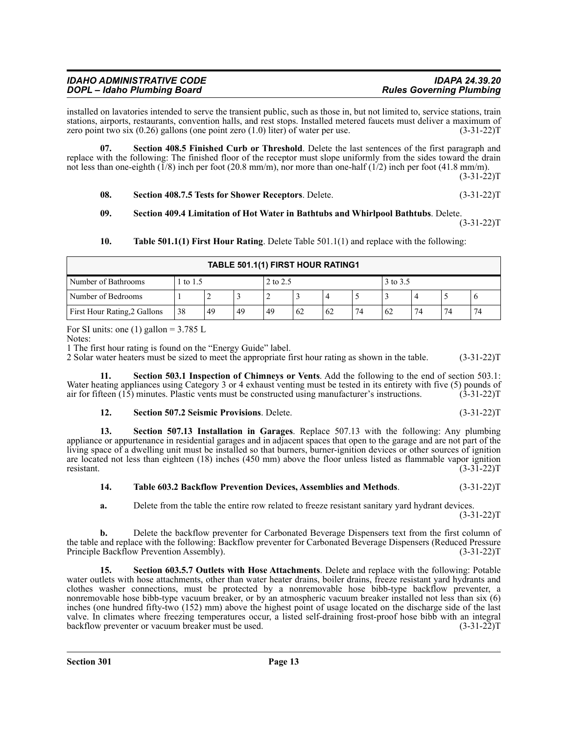installed on lavatories intended to serve the transient public, such as those in, but not limited to, service stations, train stations, airports, restaurants, convention halls, and rest stops. Installed metered faucets must deliver a maximum of zero point two six (0.26) gallons (one point zero (1.0) liter) of water per use. (3-31-22)T

**07. Section 408.5 Finished Curb or Threshold**. Delete the last sentences of the first paragraph and replace with the following: The finished floor of the receptor must slope uniformly from the sides toward the drain not less than one-eighth (1/8) inch per foot (20.8 mm/m), nor more than one-half (1/2) inch per foot (41.8 mm/m). (3-31-22)T

**08. Section 408.7.5 Tests for Shower Receptors**. Delete. (3-31-22)T

**09. Section 409.4 Limitation of Hot Water in Bathtubs and Whirlpool Bathtubs**. Delete. (3-31-22)T

**10. Table 501.1(1) First Hour Rating**. Delete Table 501.1(1) and replace with the following:

| TABLE 501.1(1) FIRST HOUR RATING1 | | | | | | | | | | | |
|---|---|---|---|---|---|---|---|---|---|---|---|
| Number of Bathrooms | 1 to 1.5 | | | 2 to 2.5 | | | | 3 to 3.5 | | | |
| Number of Bedrooms | 1 | 2 | 3 | 2 | 3 | 4 | 5 | 3 | 4 | 5 | 6 |
| First Hour Rating,2 Gallons | 38 | 49 | 49 | 49 | 62 | 62 | 74 | 62 | 74 | 74 | 74 |

For SI units: one (1) gallon = 3.785 L

Notes:

1 The first hour rating is found on the "Energy Guide" label.

2 Solar water heaters must be sized to meet the appropriate first hour rating as shown in the table. (3-31-22)T

**11. Section 503.1 Inspection of Chimneys or Vents**. Add the following to the end of section 503.1: Water heating appliances using Category 3 or 4 exhaust venting must be tested in its entirety with five (5) pounds of air for fifteen (15) minutes. Plastic vents must be constructed using manufacturer's instructions. (3-31-22)T

**12. Section 507.2 Seismic Provisions**. Delete. (3-31-22)T

**13. Section 507.13 Installation in Garages**. Replace 507.13 with the following: Any plumbing appliance or appurtenance in residential garages and in adjacent spaces that open to the garage and are not part of the living space of a dwelling unit must be installed so that burners, burner-ignition devices or other sources of ignition are located not less than eighteen (18) inches (450 mm) above the floor unless listed as flammable vapor ignition resistant. (3-31-22)T

**14. Table 603.2 Backflow Prevention Devices, Assemblies and Methods**. (3-31-22)T

**a.** Delete from the table the entire row related to freeze resistant sanitary yard hydrant devices. (3-31-22)T

**b.** Delete the backflow preventer for Carbonated Beverage Dispensers text from the first column of the table and replace with the following: Backflow preventer for Carbonated Beverage Dispensers (Reduced Pressure Principle Backflow Prevention Assembly). (3-31-22)T

**15. Section 603.5.7 Outlets with Hose Attachments**. Delete and replace with the following: Potable water outlets with hose attachments, other than water heater drains, boiler drains, freeze resistant yard hydrants and clothes washer connections, must be protected by a nonremovable hose bibb-type backflow preventer, a nonremovable hose bibb-type vacuum breaker, or by an atmospheric vacuum breaker installed not less than six (6) inches (one hundred fifty-two (152) mm) above the highest point of usage located on the discharge side of the last valve. In climates where freezing temperatures occur, a listed self-draining frost-proof hose bibb with an integral backflow preventer or vacuum breaker must be used. (3-31-22)T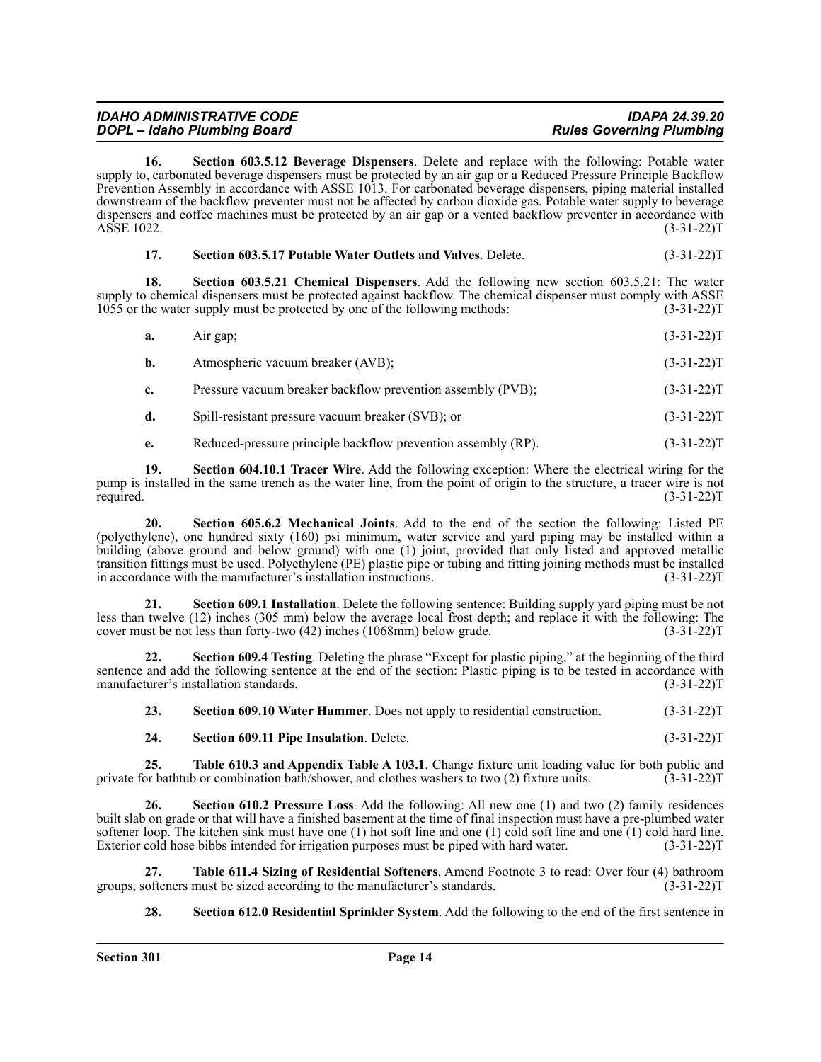**16. Section 603.5.12 Beverage Dispensers**. Delete and replace with the following: Potable water supply to, carbonated beverage dispensers must be protected by an air gap or a Reduced Pressure Principle Backflow Prevention Assembly in accordance with ASSE 1013. For carbonated beverage dispensers, piping material installed downstream of the backflow preventer must not be affected by carbon dioxide gas. Potable water supply to beverage dispensers and coffee machines must be protected by an air gap or a vented backflow preventer in accordance with ASSE 1022. (3-31-22)T

**17. Section 603.5.17 Potable Water Outlets and Valves**. Delete. (3-31-22)T

**18. Section 603.5.21 Chemical Dispensers**. Add the following new section 603.5.21: The water supply to chemical dispensers must be protected against backflow. The chemical dispenser must comply with ASSE 1055 or the water supply must be protected by one of the following methods: (3-31-22)T

**a.** Air gap; (3-31-22)T

**b.** Atmospheric vacuum breaker (AVB); (3-31-22)T

**c.** Pressure vacuum breaker backflow prevention assembly (PVB); (3-31-22)T

**d.** Spill-resistant pressure vacuum breaker (SVB); or (3-31-22)T

**e.** Reduced-pressure principle backflow prevention assembly (RP). (3-31-22)T

**19. Section 604.10.1 Tracer Wire**. Add the following exception: Where the electrical wiring for the pump is installed in the same trench as the water line, from the point of origin to the structure, a tracer wire is not required. (3-31-22)T

**20. Section 605.6.2 Mechanical Joints**. Add to the end of the section the following: Listed PE (polyethylene), one hundred sixty (160) psi minimum, water service and yard piping may be installed within a building (above ground and below ground) with one (1) joint, provided that only listed and approved metallic transition fittings must be used. Polyethylene (PE) plastic pipe or tubing and fitting joining methods must be installed in accordance with the manufacturer's installation instructions. (3-31-22)T

**21. Section 609.1 Installation**. Delete the following sentence: Building supply yard piping must be not less than twelve (12) inches (305 mm) below the average local frost depth; and replace it with the following: The cover must be not less than forty-two (42) inches (1068mm) below grade. (3-31-22)T

**22. Section 609.4 Testing**. Deleting the phrase "Except for plastic piping," at the beginning of the third sentence and add the following sentence at the end of the section: Plastic piping is to be tested in accordance with manufacturer's installation standards. (3-31-22)T

**23. Section 609.10 Water Hammer**. Does not apply to residential construction. (3-31-22)T

**24. Section 609.11 Pipe Insulation**. Delete. (3-31-22)T

**25. Table 610.3 and Appendix Table A 103.1**. Change fixture unit loading value for both public and private for bathtub or combination bath/shower, and clothes washers to two (2) fixture units. (3-31-22)T

**26. Section 610.2 Pressure Loss**. Add the following: All new one (1) and two (2) family residences built slab on grade or that will have a finished basement at the time of final inspection must have a pre-plumbed water softener loop. The kitchen sink must have one (1) hot soft line and one (1) cold soft line and one (1) cold hard line. Exterior cold hose bibbs intended for irrigation purposes must be piped with hard water. (3-31-22)T

**27. Table 611.4 Sizing of Residential Softeners**. Amend Footnote 3 to read: Over four (4) bathroom groups, softeners must be sized according to the manufacturer's standards. (3-31-22)T

**28. Section 612.0 Residential Sprinkler System**. Add the following to the end of the first sentence in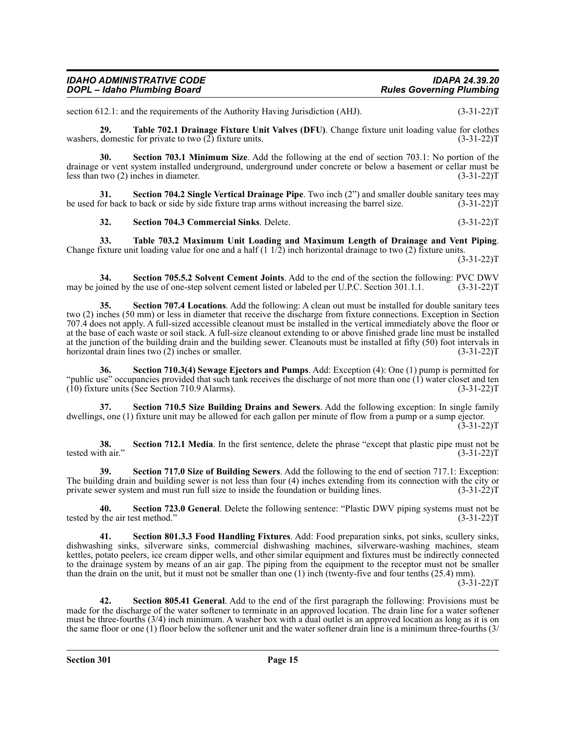section 612.1: and the requirements of the Authority Having Jurisdiction (AHJ). (3-31-22)T

**29. Table 702.1 Drainage Fixture Unit Valves (DFU)**. Change fixture unit loading value for clothes washers, domestic for private to two (2) fixture units. (3-31-22)T

**30. Section 703.1 Minimum Size**. Add the following at the end of section 703.1: No portion of the drainage or vent system installed underground, underground under concrete or below a basement or cellar must be less than two (2) inches in diameter. (3-31-22)T

**31. Section 704.2 Single Vertical Drainage Pipe**. Two inch (2") and smaller double sanitary tees may be used for back to back or side by side fixture trap arms without increasing the barrel size. (3-31-22)T

**32. Section 704.3 Commercial Sinks**. Delete. (3-31-22)T

**33. Table 703.2 Maximum Unit Loading and Maximum Length of Drainage and Vent Piping**. Change fixture unit loading value for one and a half (1 1/2) inch horizontal drainage to two (2) fixture units. (3-31-22)T

**34. Section 705.5.2 Solvent Cement Joints**. Add to the end of the section the following: PVC DWV may be joined by the use of one-step solvent cement listed or labeled per U.P.C. Section 301.1.1. (3-31-22)T

**35. Section 707.4 Locations**. Add the following: A clean out must be installed for double sanitary tees two (2) inches (50 mm) or less in diameter that receive the discharge from fixture connections. Exception in Section 707.4 does not apply. A full-sized accessible cleanout must be installed in the vertical immediately above the floor or at the base of each waste or soil stack. A full-size cleanout extending to or above finished grade line must be installed at the junction of the building drain and the building sewer. Cleanouts must be installed at fifty (50) foot intervals in horizontal drain lines two (2) inches or smaller. (3-31-22)T

**36. Section 710.3(4) Sewage Ejectors and Pumps**. Add: Exception (4): One (1) pump is permitted for "public use" occupancies provided that such tank receives the discharge of not more than one (1) water closet and ten (10) fixture units (See Section 710.9 Alarms). (3-31-22)T

**37. Section 710.5 Size Building Drains and Sewers**. Add the following exception: In single family dwellings, one (1) fixture unit may be allowed for each gallon per minute of flow from a pump or a sump ejector. (3-31-22)T

**38. Section 712.1 Media**. In the first sentence, delete the phrase "except that plastic pipe must not be tested with air." (3-31-22)T

**39. Section 717.0 Size of Building Sewers**. Add the following to the end of section 717.1: Exception: The building drain and building sewer is not less than four (4) inches extending from its connection with the city or private sewer system and must run full size to inside the foundation or building lines. (3-31-22)T

**40. Section 723.0 General**. Delete the following sentence: "Plastic DWV piping systems must not be tested by the air test method." (3-31-22)T

**41. Section 801.3.3 Food Handling Fixtures**. Add: Food preparation sinks, pot sinks, scullery sinks, dishwashing sinks, silverware sinks, commercial dishwashing machines, silverware-washing machines, steam kettles, potato peelers, ice cream dipper wells, and other similar equipment and fixtures must be indirectly connected to the drainage system by means of an air gap. The piping from the equipment to the receptor must not be smaller than the drain on the unit, but it must not be smaller than one (1) inch (twenty-five and four tenths (25.4) mm). (3-31-22)T

**42. Section 805.41 General**. Add to the end of the first paragraph the following: Provisions must be made for the discharge of the water softener to terminate in an approved location. The drain line for a water softener must be three-fourths (3/4) inch minimum. A washer box with a dual outlet is an approved location as long as it is on the same floor or one (1) floor below the softener unit and the water softener drain line is a minimum three-fourths (3/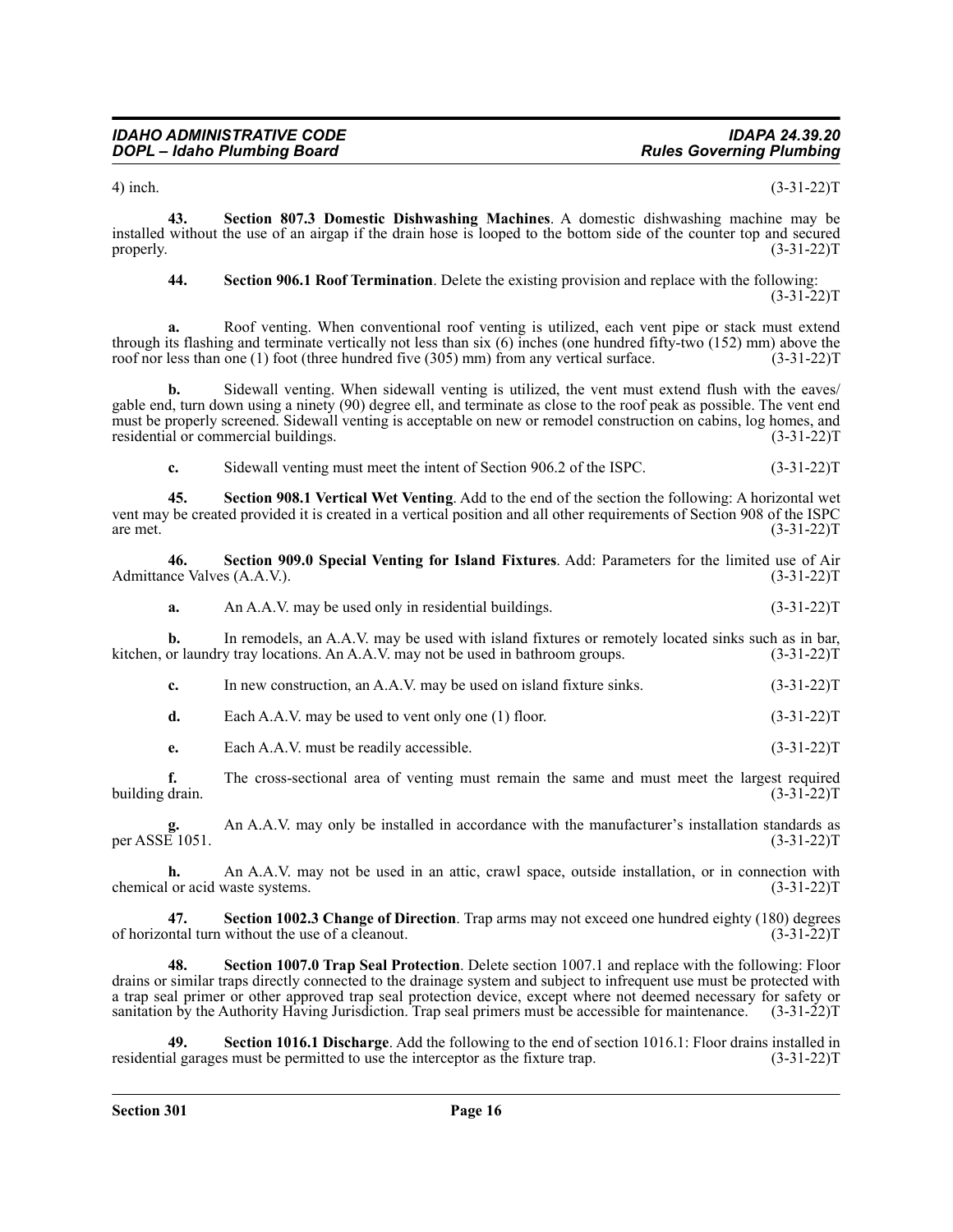4) inch. (3-31-22)T

**43. Section 807.3 Domestic Dishwashing Machines**. A domestic dishwashing machine may be installed without the use of an airgap if the drain hose is looped to the bottom side of the counter top and secured properly. (3-31-22)T

**44. Section 906.1 Roof Termination**. Delete the existing provision and replace with the following: (3-31-22)T

**a.** Roof venting. When conventional roof venting is utilized, each vent pipe or stack must extend through its flashing and terminate vertically not less than six (6) inches (one hundred fifty-two (152) mm) above the roof nor less than one (1) foot (three hundred five (305) mm) from any vertical surface. (3-31-22)T

**b.** Sidewall venting. When sidewall venting is utilized, the vent must extend flush with the eaves/ gable end, turn down using a ninety (90) degree ell, and terminate as close to the roof peak as possible. The vent end must be properly screened. Sidewall venting is acceptable on new or remodel construction on cabins, log homes, and residential or commercial buildings. (3-31-22)T

**c.** Sidewall venting must meet the intent of Section 906.2 of the ISPC. (3-31-22)T

**45. Section 908.1 Vertical Wet Venting**. Add to the end of the section the following: A horizontal wet vent may be created provided it is created in a vertical position and all other requirements of Section 908 of the ISPC are met. (3-31-22)T

**46. Section 909.0 Special Venting for Island Fixtures**. Add: Parameters for the limited use of Air Admittance Valves (A.A.V.). (3-31-22)T

**a.** An A.A.V. may be used only in residential buildings. (3-31-22)T

**b.** In remodels, an A.A.V. may be used with island fixtures or remotely located sinks such as in bar, kitchen, or laundry tray locations. An A.A.V. may not be used in bathroom groups. (3-31-22)T

**c.** In new construction, an A.A.V. may be used on island fixture sinks. (3-31-22)T

**d.** Each A.A.V. may be used to vent only one (1) floor. (3-31-22)T

**e.** Each A.A.V. must be readily accessible. (3-31-22)T

**f.** The cross-sectional area of venting must remain the same and must meet the largest required building drain. (3-31-22)T

**g.** An A.A.V. may only be installed in accordance with the manufacturer's installation standards as per ASSE 1051. (3-31-22)T

**h.** An A.A.V. may not be used in an attic, crawl space, outside installation, or in connection with chemical or acid waste systems. (3-31-22)T

**47. Section 1002.3 Change of Direction**. Trap arms may not exceed one hundred eighty (180) degrees of horizontal turn without the use of a cleanout. (3-31-22)T

**48. Section 1007.0 Trap Seal Protection**. Delete section 1007.1 and replace with the following: Floor drains or similar traps directly connected to the drainage system and subject to infrequent use must be protected with a trap seal primer or other approved trap seal protection device, except where not deemed necessary for safety or sanitation by the Authority Having Jurisdiction. Trap seal primers must be accessible for maintenance. (3-31-22)T

**49. Section 1016.1 Discharge**. Add the following to the end of section 1016.1: Floor drains installed in residential garages must be permitted to use the interceptor as the fixture trap. (3-31-22)T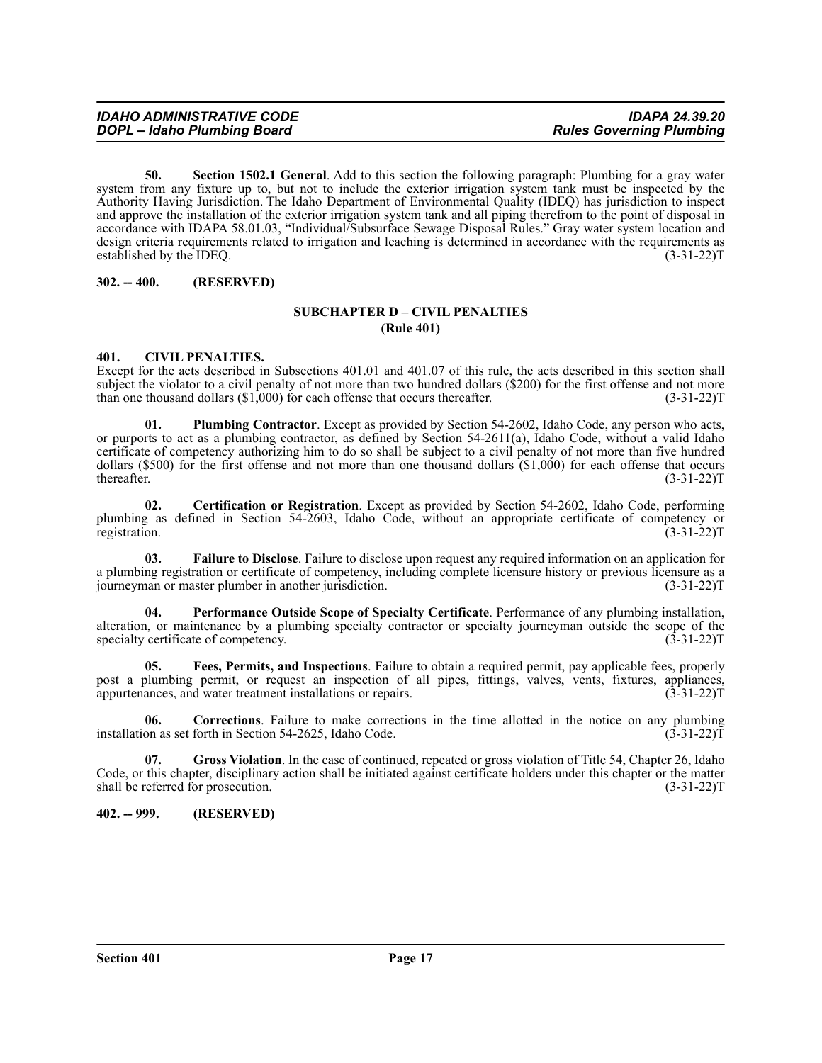**50. Section 1502.1 General**. Add to this section the following paragraph: Plumbing for a gray water system from any fixture up to, but not to include the exterior irrigation system tank must be inspected by the Authority Having Jurisdiction. The Idaho Department of Environmental Quality (IDEQ) has jurisdiction to inspect and approve the installation of the exterior irrigation system tank and all piping therefrom to the point of disposal in accordance with IDAPA 58.01.03, "Individual/Subsurface Sewage Disposal Rules." Gray water system location and design criteria requirements related to irrigation and leaching is determined in accordance with the requirements as established by the IDEQ. (3-31-22)T

## 302. -- 400. (RESERVED)

## SUBCHAPTER D – CIVIL PENALTIES (Rule 401)

## 401. CIVIL PENALTIES.

Except for the acts described in Subsections 401.01 and 401.07 of this rule, the acts described in this section shall subject the violator to a civil penalty of not more than two hundred dollars ($200) for the first offense and not more than one thousand dollars ($1,000) for each offense that occurs thereafter. (3-31-22)T

**01. Plumbing Contractor**. Except as provided by Section 54-2602, Idaho Code, any person who acts, or purports to act as a plumbing contractor, as defined by Section 54-2611(a), Idaho Code, without a valid Idaho certificate of competency authorizing him to do so shall be subject to a civil penalty of not more than five hundred dollars ($500) for the first offense and not more than one thousand dollars ($1,000) for each offense that occurs thereafter. (3-31-22)T

**02. Certification or Registration**. Except as provided by Section 54-2602, Idaho Code, performing plumbing as defined in Section 54-2603, Idaho Code, without an appropriate certificate of competency or registration. (3-31-22)T

**03. Failure to Disclose**. Failure to disclose upon request any required information on an application for a plumbing registration or certificate of competency, including complete licensure history or previous licensure as a journeyman or master plumber in another jurisdiction. (3-31-22)T

**04. Performance Outside Scope of Specialty Certificate**. Performance of any plumbing installation, alteration, or maintenance by a plumbing specialty contractor or specialty journeyman outside the scope of the specialty certificate of competency. (3-31-22)T

**05. Fees, Permits, and Inspections**. Failure to obtain a required permit, pay applicable fees, properly post a plumbing permit, or request an inspection of all pipes, fittings, valves, vents, fixtures, appliances, appurtenances, and water treatment installations or repairs. (3-31-22)T

**06. Corrections**. Failure to make corrections in the time allotted in the notice on any plumbing installation as set forth in Section 54-2625, Idaho Code. (3-31-22)T

**07. Gross Violation**. In the case of continued, repeated or gross violation of Title 54, Chapter 26, Idaho Code, or this chapter, disciplinary action shall be initiated against certificate holders under this chapter or the matter shall be referred for prosecution. (3-31-22)T

## 402. -- 999. (RESERVED)